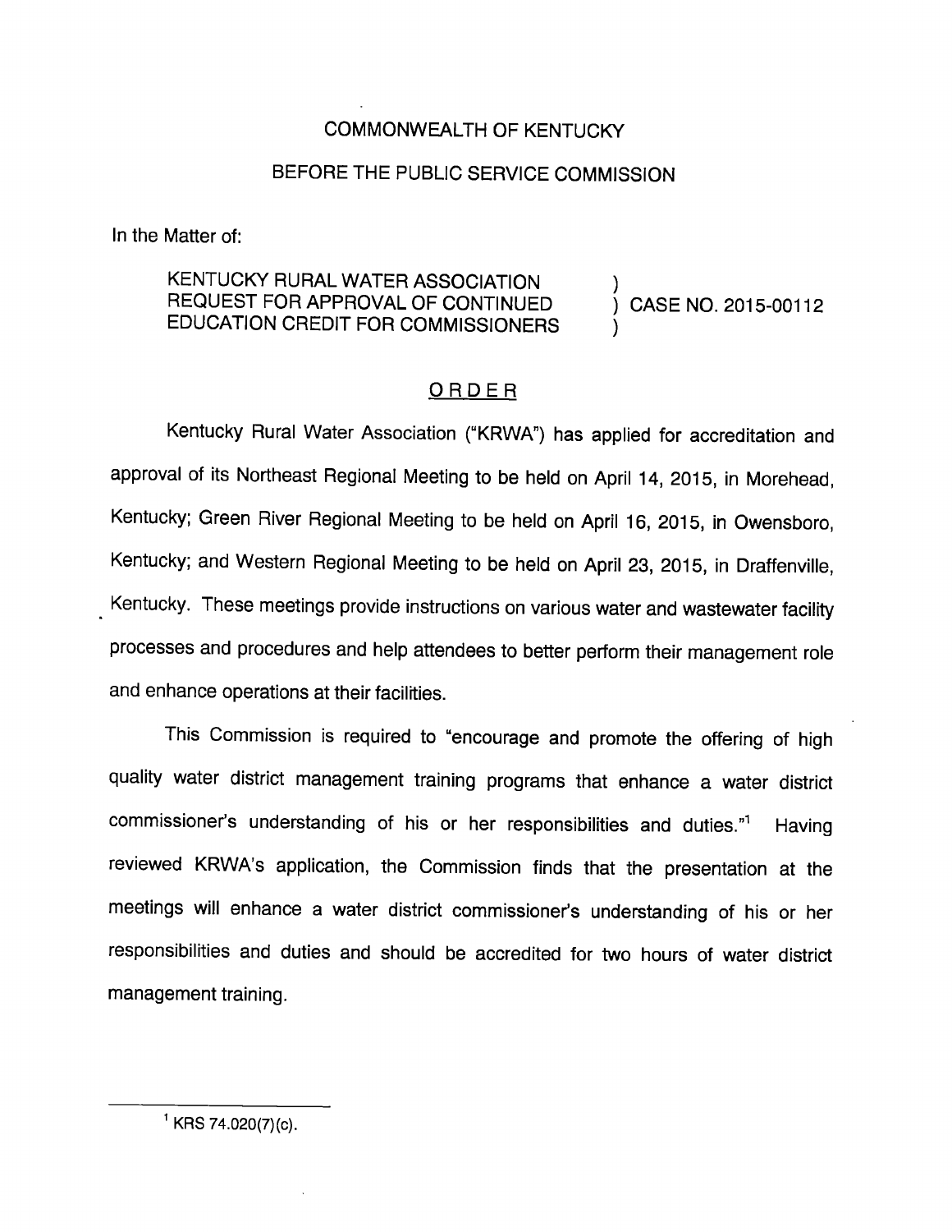COMMONWEALTH OF KENTUCKY

BEFORE THE PUBLIC SERVICE COMMISSION

In the Matter of:

KENTUCKY RURAL WATER ASSOCIATION REQUEST FOR APPROVAL OF CONTINUED EDUCATION CREDIT FOR COMMISSIONERS ) CASE NO. 2015-00112

## ORDER

Kentucky Rural Water Association ("KRWA") has applied for accreditation and approval of its Northeast Regional Meeting to be held on April 14, 2015, in Morehead, Kentucky; Green River Regional Meeting to be held on April 16, 2015, in Owensboro, Kentucky; and Western Regional Meeting to be held on April 23, 2015, in Draffenville, Kentucky. These meetings provide instructions on various water and wastewater facility processes and procedures and help attendees to better perform their management role and enhance operations at their facilities.

This Commission is required to "encourage and promote the offering of high quality water district management training programs that enhance a water district commissioner's understanding of his or her responsibilities and duties."[1] Having reviewed KRWA's application, the Commission finds that the presentation at the meetings will enhance a water district commissioner's understanding of his or her responsibilities and duties and should be accredited for two hours of water district management training.

---

[1] KRS 74.020(7)(c).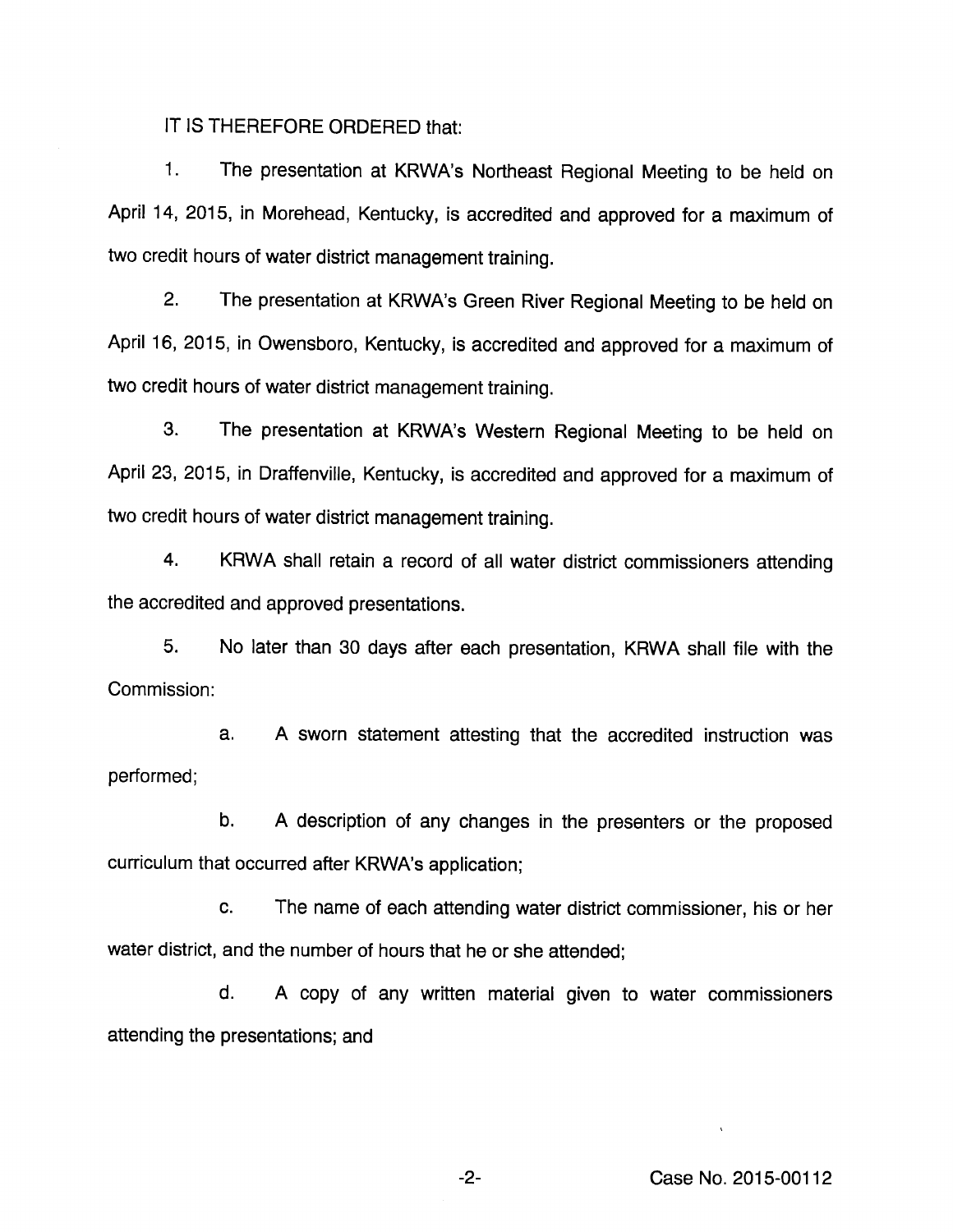IT IS THEREFORE ORDERED that:

1. The presentation at KRWA's Northeast Regional Meeting to be held on April 14, 2015, in Morehead, Kentucky, is accredited and approved for a maximum of two credit hours of water district management training.

2. The presentation at KRWA's Green River Regional Meeting to be held on April 16, 2015, in Owensboro, Kentucky, is accredited and approved for a maximum of two credit hours of water district management training.

3. The presentation at KRWA's Western Regional Meeting to be held on April 23, 2015, in Draffenville, Kentucky, is accredited and approved for a maximum of two credit hours of water district management training.

4. KRWA shall retain a record of all water district commissioners attending the accredited and approved presentations.

5. No later than 30 days after each presentation, KRWA shall file with the Commission:

   a. A sworn statement attesting that the accredited instruction was performed;

   b. A description of any changes in the presenters or the proposed curriculum that occurred after KRWA's application;

   c. The name of each attending water district commissioner, his or her water district, and the number of hours that he or she attended;

   d. A copy of any written material given to water commissioners attending the presentations; and

Case No. 2015-00112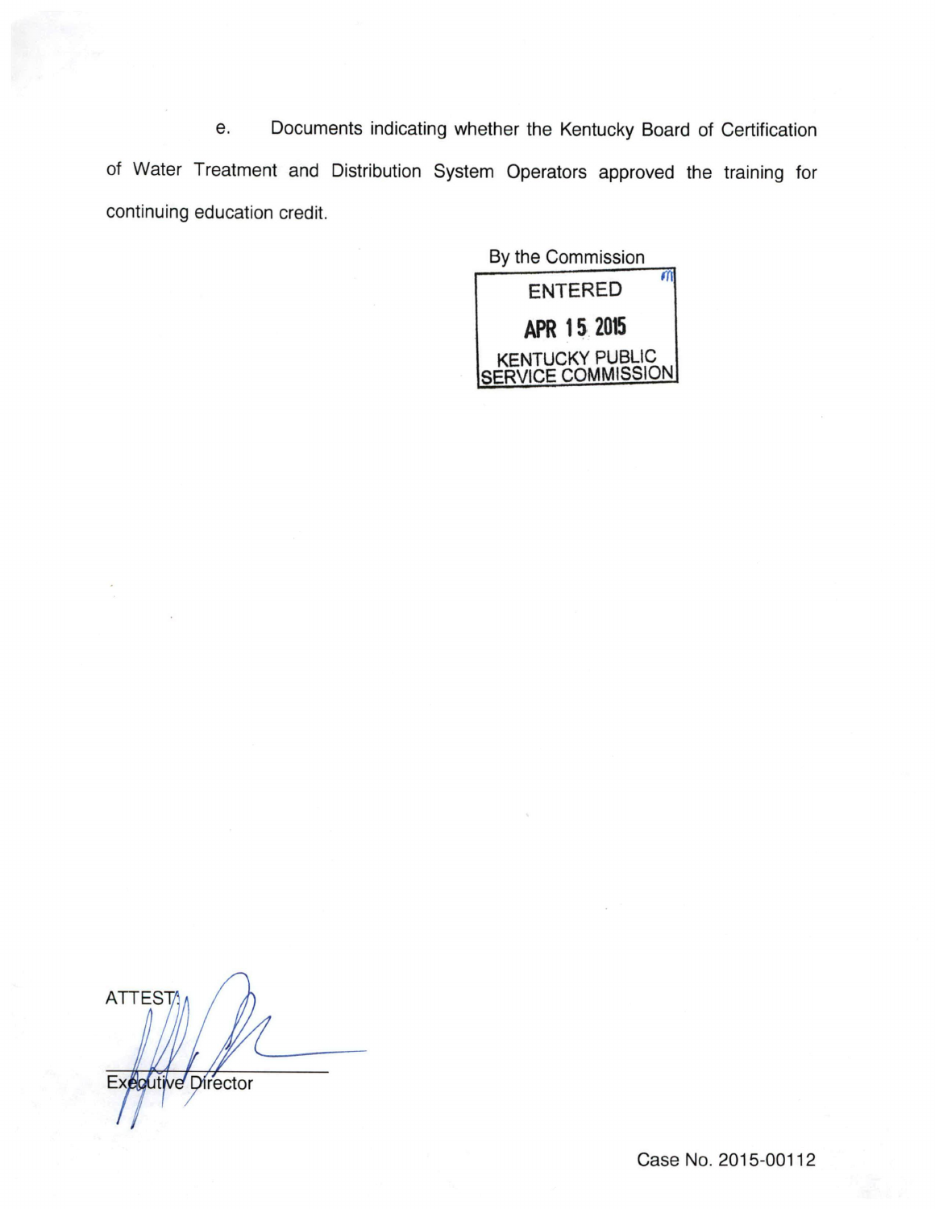e. Documents indicating whether the Kentucky Board of Certification of Water Treatment and Distribution System Operators approved the training for continuing education credit.

By the Commission

ENTERED

APR 15 2015

KENTUCKY PUBLIC SERVICE COMMISSION

ATTEST:

Executive Director

Case No. 2015-00112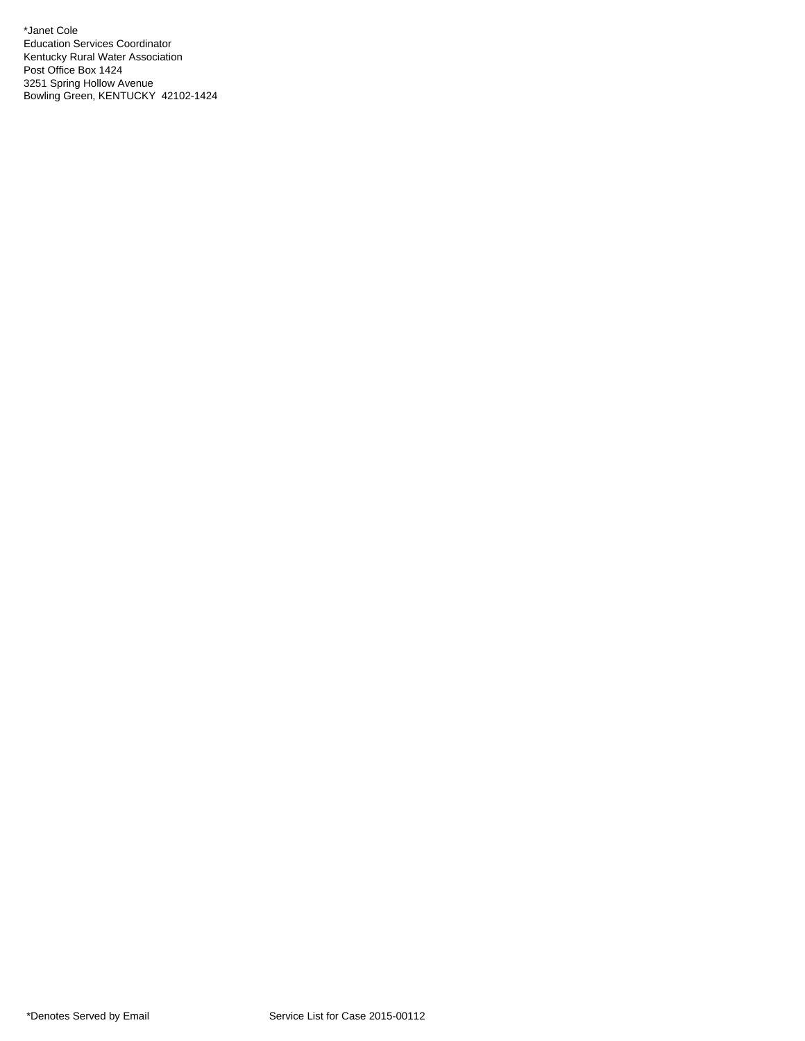*Janet Cole
Education Services Coordinator
Kentucky Rural Water Association
Post Office Box 1424
3251 Spring Hollow Avenue
Bowling Green, KENTUCKY  42102-1424

*Denotes Served by Email

Service List for Case 2015-00112